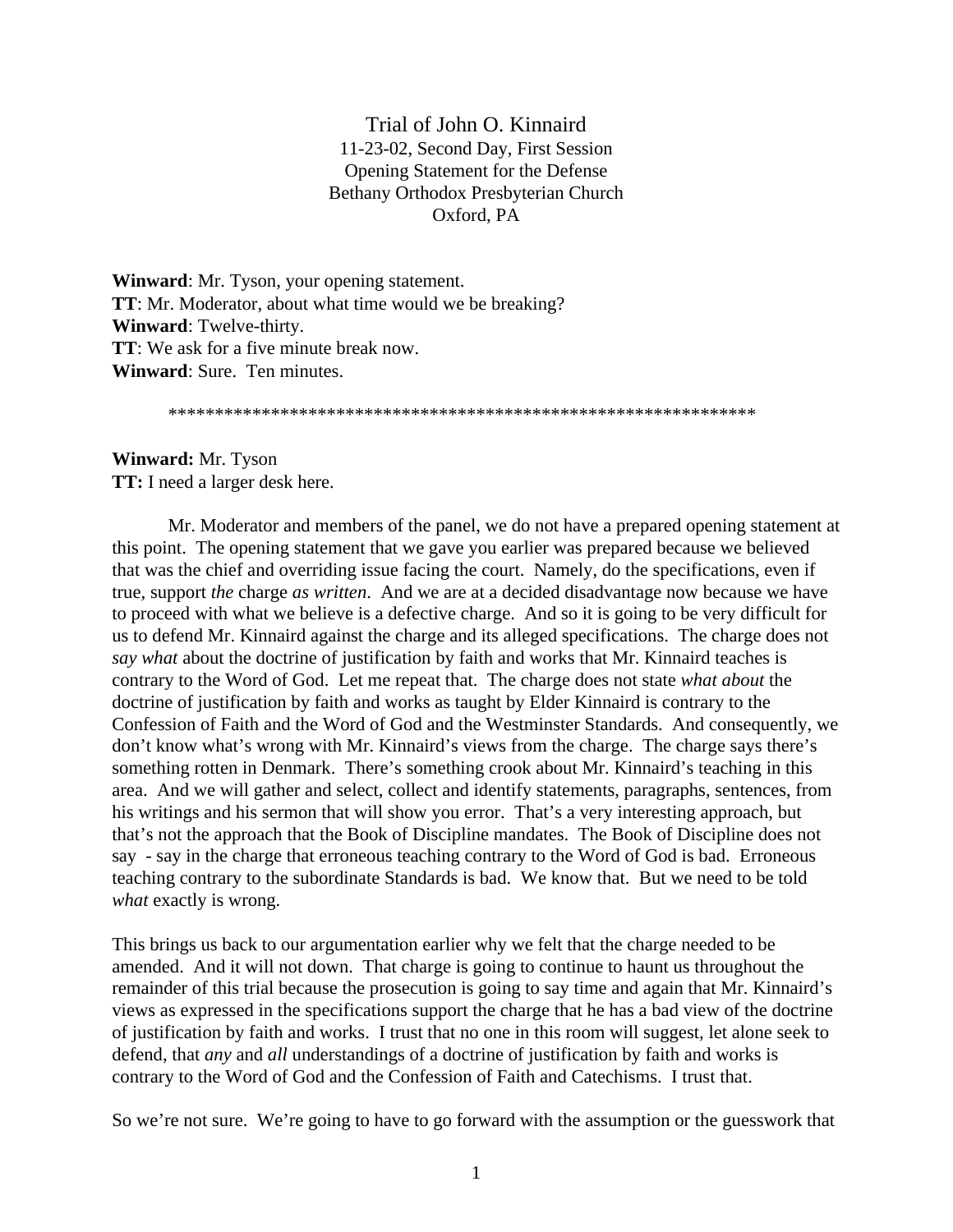# Trial of John O. Kinnaird

11-23-02, Second Day, First Session
Opening Statement for the Defense
Bethany Orthodox Presbyterian Church
Oxford, PA

**Winward**: Mr. Tyson, your opening statement.
**TT**: Mr. Moderator, about what time would we be breaking?
**Winward**: Twelve-thirty.
**TT**: We ask for a five minute break now.
**Winward**: Sure. Ten minutes.

*****************************************************************

**Winward:** Mr. Tyson
**TT:** I need a larger desk here.

Mr. Moderator and members of the panel, we do not have a prepared opening statement at this point. The opening statement that we gave you earlier was prepared because we believed that was the chief and overriding issue facing the court. Namely, do the specifications, even if true, support *the* charge *as written*. And we are at a decided disadvantage now because we have to proceed with what we believe is a defective charge. And so it is going to be very difficult for us to defend Mr. Kinnaird against the charge and its alleged specifications. The charge does not *say what* about the doctrine of justification by faith and works that Mr. Kinnaird teaches is contrary to the Word of God. Let me repeat that. The charge does not state *what about* the doctrine of justification by faith and works as taught by Elder Kinnaird is contrary to the Confession of Faith and the Word of God and the Westminster Standards. And consequently, we don't know what's wrong with Mr. Kinnaird's views from the charge. The charge says there's something rotten in Denmark. There's something crook about Mr. Kinnaird's teaching in this area. And we will gather and select, collect and identify statements, paragraphs, sentences, from his writings and his sermon that will show you error. That's a very interesting approach, but that's not the approach that the Book of Discipline mandates. The Book of Discipline does not say - say in the charge that erroneous teaching contrary to the Word of God is bad. Erroneous teaching contrary to the subordinate Standards is bad. We know that. But we need to be told *what* exactly is wrong.

This brings us back to our argumentation earlier why we felt that the charge needed to be amended. And it will not down. That charge is going to continue to haunt us throughout the remainder of this trial because the prosecution is going to say time and again that Mr. Kinnaird's views as expressed in the specifications support the charge that he has a bad view of the doctrine of justification by faith and works. I trust that no one in this room will suggest, let alone seek to defend, that *any* and *all* understandings of a doctrine of justification by faith and works is contrary to the Word of God and the Confession of Faith and Catechisms. I trust that.

So we're not sure. We're going to have to go forward with the assumption or the guesswork that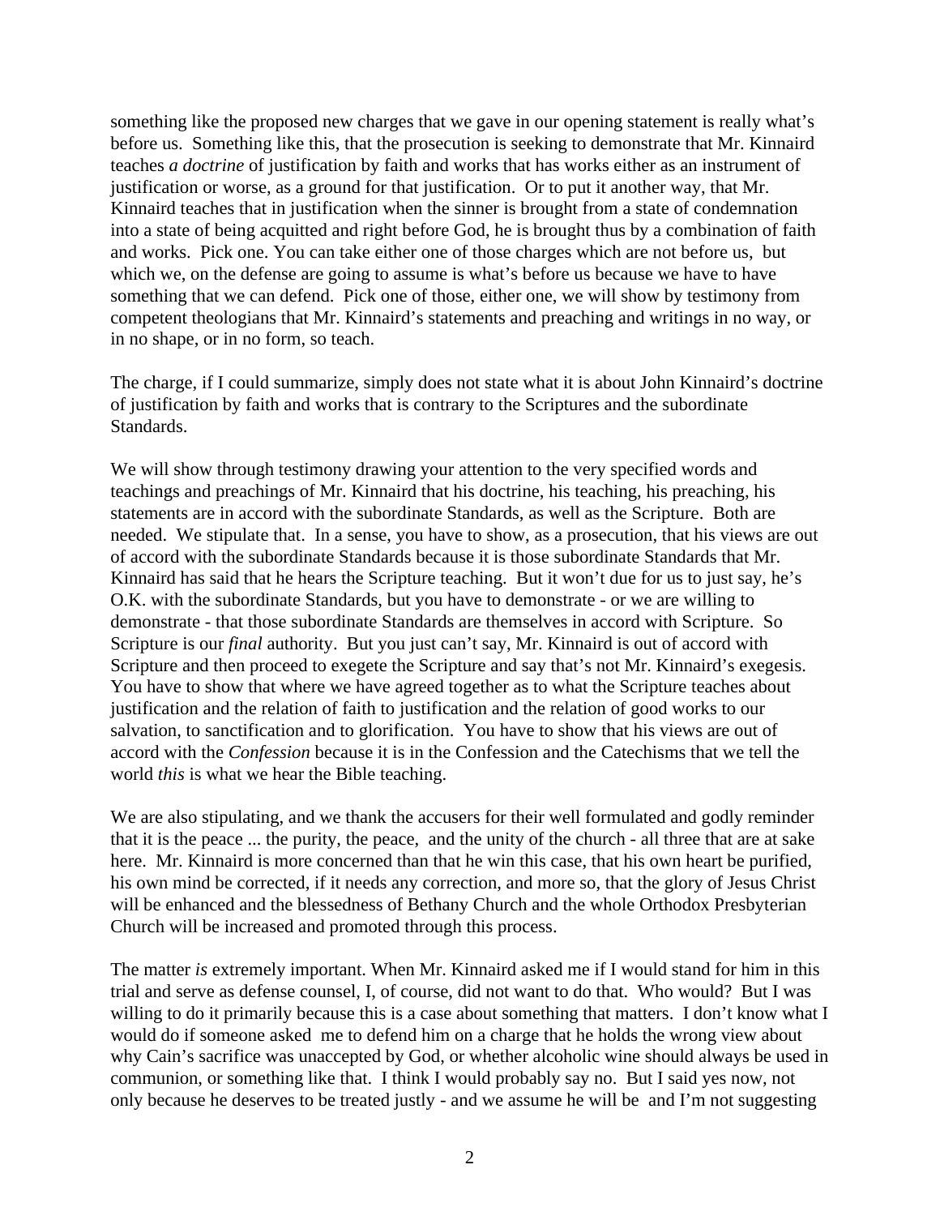something like the proposed new charges that we gave in our opening statement is really what's before us. Something like this, that the prosecution is seeking to demonstrate that Mr. Kinnaird teaches *a doctrine* of justification by faith and works that has works either as an instrument of justification or worse, as a ground for that justification. Or to put it another way, that Mr. Kinnaird teaches that in justification when the sinner is brought from a state of condemnation into a state of being acquitted and right before God, he is brought thus by a combination of faith and works. Pick one. You can take either one of those charges which are not before us, but which we, on the defense are going to assume is what's before us because we have to have something that we can defend. Pick one of those, either one, we will show by testimony from competent theologians that Mr. Kinnaird's statements and preaching and writings in no way, or in no shape, or in no form, so teach.

The charge, if I could summarize, simply does not state what it is about John Kinnaird's doctrine of justification by faith and works that is contrary to the Scriptures and the subordinate Standards.

We will show through testimony drawing your attention to the very specified words and teachings and preachings of Mr. Kinnaird that his doctrine, his teaching, his preaching, his statements are in accord with the subordinate Standards, as well as the Scripture. Both are needed. We stipulate that. In a sense, you have to show, as a prosecution, that his views are out of accord with the subordinate Standards because it is those subordinate Standards that Mr. Kinnaird has said that he hears the Scripture teaching. But it won't due for us to just say, he's O.K. with the subordinate Standards, but you have to demonstrate - or we are willing to demonstrate - that those subordinate Standards are themselves in accord with Scripture. So Scripture is our *final* authority. But you just can't say, Mr. Kinnaird is out of accord with Scripture and then proceed to exegete the Scripture and say that's not Mr. Kinnaird's exegesis. You have to show that where we have agreed together as to what the Scripture teaches about justification and the relation of faith to justification and the relation of good works to our salvation, to sanctification and to glorification. You have to show that his views are out of accord with the *Confession* because it is in the Confession and the Catechisms that we tell the world *this* is what we hear the Bible teaching.

We are also stipulating, and we thank the accusers for their well formulated and godly reminder that it is the peace ... the purity, the peace, and the unity of the church - all three that are at sake here. Mr. Kinnaird is more concerned than that he win this case, that his own heart be purified, his own mind be corrected, if it needs any correction, and more so, that the glory of Jesus Christ will be enhanced and the blessedness of Bethany Church and the whole Orthodox Presbyterian Church will be increased and promoted through this process.

The matter *is* extremely important. When Mr. Kinnaird asked me if I would stand for him in this trial and serve as defense counsel, I, of course, did not want to do that. Who would? But I was willing to do it primarily because this is a case about something that matters. I don't know what I would do if someone asked me to defend him on a charge that he holds the wrong view about why Cain's sacrifice was unaccepted by God, or whether alcoholic wine should always be used in communion, or something like that. I think I would probably say no. But I said yes now, not only because he deserves to be treated justly - and we assume he will be and I'm not suggesting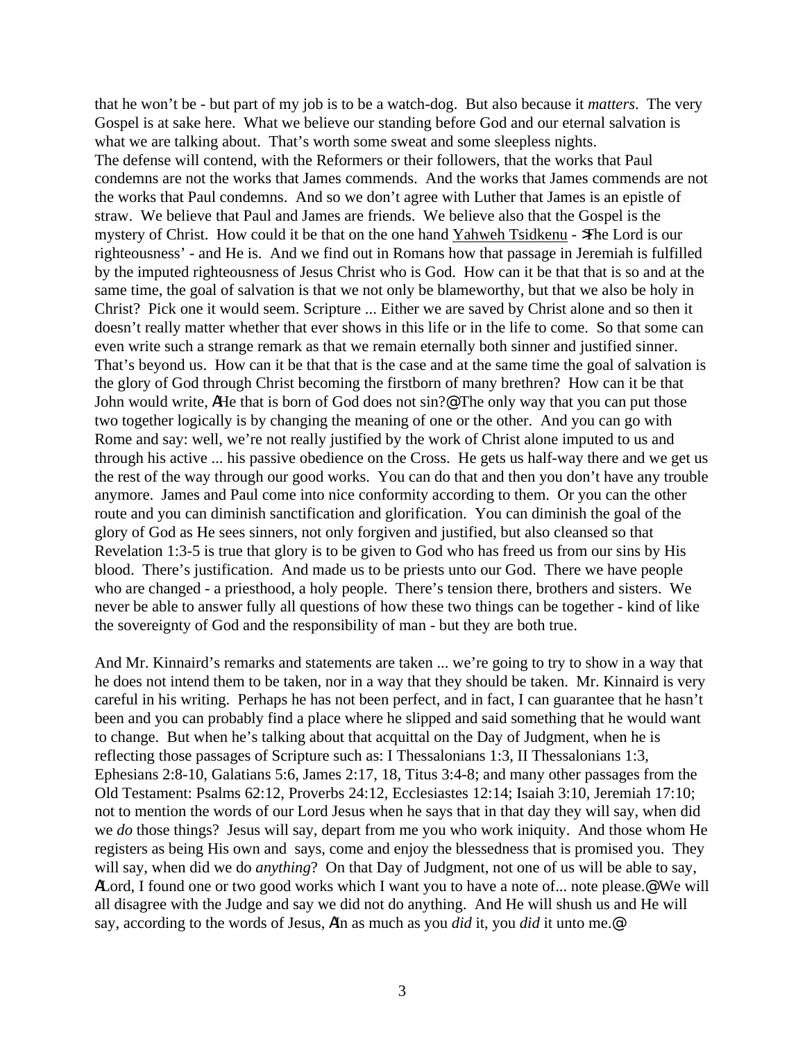that he won't be - but part of my job is to be a watch-dog. But also because it *matters*. The very Gospel is at sake here. What we believe our standing before God and our eternal salvation is what we are talking about. That's worth some sweat and some sleepless nights.

The defense will contend, with the Reformers or their followers, that the works that Paul condemns are not the works that James commends. And the works that James commends are not the works that Paul condemns. And so we don't agree with Luther that James is an epistle of straw. We believe that Paul and James are friends. We believe also that the Gospel is the mystery of Christ. How could it be that on the one hand Yahweh Tsidkenu - >The Lord is our righteousness' - and He is. And we find out in Romans how that passage in Jeremiah is fulfilled by the imputed righteousness of Jesus Christ who is God. How can it be that that is so and at the same time, the goal of salvation is that we not only be blameworthy, but that we also be holy in Christ? Pick one it would seem. Scripture ... Either we are saved by Christ alone and so then it doesn't really matter whether that ever shows in this life or in the life to come. So that some can even write such a strange remark as that we remain eternally both sinner and justified sinner. That's beyond us. How can it be that that is the case and at the same time the goal of salvation is the glory of God through Christ becoming the firstborn of many brethren? How can it be that John would write, AHe that is born of God does not sin?@ The only way that you can put those two together logically is by changing the meaning of one or the other. And you can go with Rome and say: well, we're not really justified by the work of Christ alone imputed to us and through his active ... his passive obedience on the Cross. He gets us half-way there and we get us the rest of the way through our good works. You can do that and then you don't have any trouble anymore. James and Paul come into nice conformity according to them. Or you can the other route and you can diminish sanctification and glorification. You can diminish the goal of the glory of God as He sees sinners, not only forgiven and justified, but also cleansed so that Revelation 1:3-5 is true that glory is to be given to God who has freed us from our sins by His blood. There's justification. And made us to be priests unto our God. There we have people who are changed - a priesthood, a holy people. There's tension there, brothers and sisters. We never be able to answer fully all questions of how these two things can be together - kind of like the sovereignty of God and the responsibility of man - but they are both true.

And Mr. Kinnaird's remarks and statements are taken ... we're going to try to show in a way that he does not intend them to be taken, nor in a way that they should be taken. Mr. Kinnaird is very careful in his writing. Perhaps he has not been perfect, and in fact, I can guarantee that he hasn't been and you can probably find a place where he slipped and said something that he would want to change. But when he's talking about that acquittal on the Day of Judgment, when he is reflecting those passages of Scripture such as: I Thessalonians 1:3, II Thessalonians 1:3, Ephesians 2:8-10, Galatians 5:6, James 2:17, 18, Titus 3:4-8; and many other passages from the Old Testament: Psalms 62:12, Proverbs 24:12, Ecclesiastes 12:14; Isaiah 3:10, Jeremiah 17:10; not to mention the words of our Lord Jesus when he says that in that day they will say, when did we *do* those things? Jesus will say, depart from me you who work iniquity. And those whom He registers as being His own and says, come and enjoy the blessedness that is promised you. They will say, when did we do *anything*? On that Day of Judgment, not one of us will be able to say, ALord, I found one or two good works which I want you to have a note of... note please.@ We will all disagree with the Judge and say we did not do anything. And He will shush us and He will say, according to the words of Jesus, AIn as much as you *did* it, you *did* it unto me.@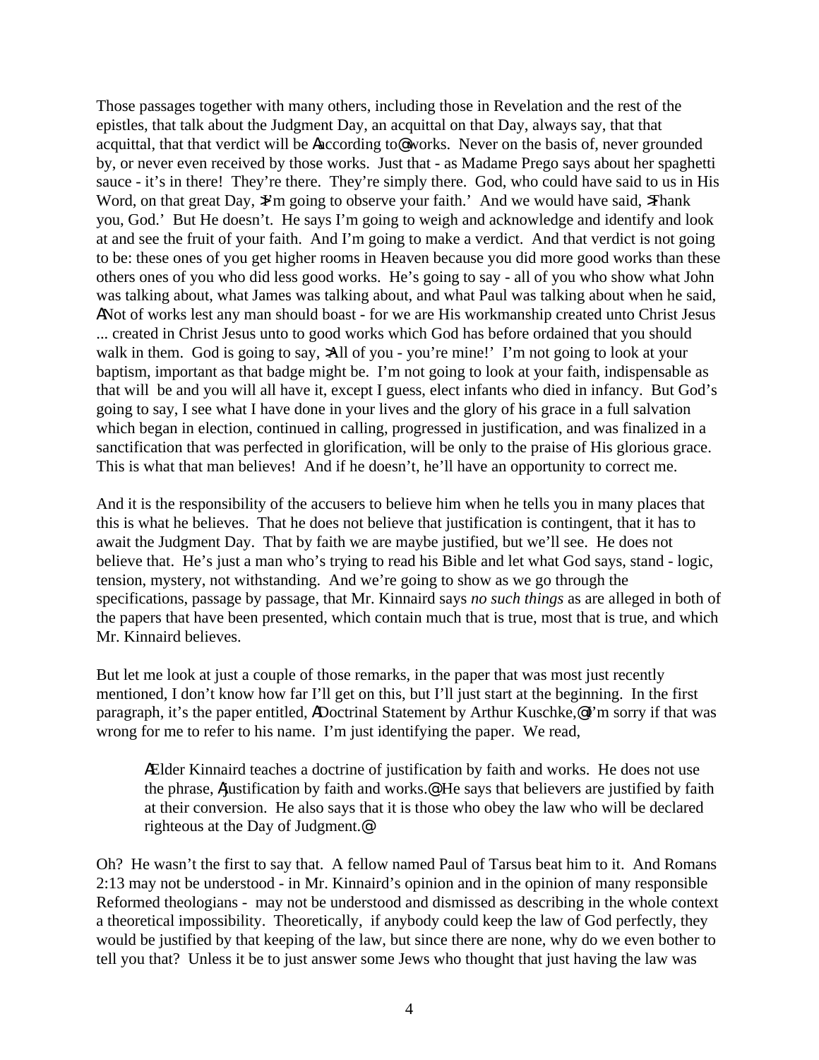Those passages together with many others, including those in Revelation and the rest of the epistles, that talk about the Judgment Day, an acquittal on that Day, always say, that that acquittal, that that verdict will be Aaccording to@ works. Never on the basis of, never grounded by, or never even received by those works. Just that - as Madame Prego says about her spaghetti sauce - it's in there! They're there. They're simply there. God, who could have said to us in His Word, on that great Day, >I'm going to observe your faith.' And we would have said, >Thank you, God.' But He doesn't. He says I'm going to weigh and acknowledge and identify and look at and see the fruit of your faith. And I'm going to make a verdict. And that verdict is not going to be: these ones of you get higher rooms in Heaven because you did more good works than these others ones of you who did less good works. He's going to say - all of you who show what John was talking about, what James was talking about, and what Paul was talking about when he said, ANot of works lest any man should boast - for we are His workmanship created unto Christ Jesus ... created in Christ Jesus unto to good works which God has before ordained that you should walk in them. God is going to say, >All of you - you're mine!' I'm not going to look at your baptism, important as that badge might be. I'm not going to look at your faith, indispensable as that will be and you will all have it, except I guess, elect infants who died in infancy. But God's going to say, I see what I have done in your lives and the glory of his grace in a full salvation which began in election, continued in calling, progressed in justification, and was finalized in a sanctification that was perfected in glorification, will be only to the praise of His glorious grace. This is what that man believes! And if he doesn't, he'll have an opportunity to correct me.

And it is the responsibility of the accusers to believe him when he tells you in many places that this is what he believes. That he does not believe that justification is contingent, that it has to await the Judgment Day. That by faith we are maybe justified, but we'll see. He does not believe that. He's just a man who's trying to read his Bible and let what God says, stand - logic, tension, mystery, not withstanding. And we're going to show as we go through the specifications, passage by passage, that Mr. Kinnaird says *no such things* as are alleged in both of the papers that have been presented, which contain much that is true, most that is true, and which Mr. Kinnaird believes.

But let me look at just a couple of those remarks, in the paper that was most just recently mentioned, I don't know how far I'll get on this, but I'll just start at the beginning. In the first paragraph, it's the paper entitled, ADoctrinal Statement by Arthur Kuschke,@ I'm sorry if that was wrong for me to refer to his name. I'm just identifying the paper. We read,

> AElder Kinnaird teaches a doctrine of justification by faith and works. He does not use the phrase, Ajustification by faith and works.@ He says that believers are justified by faith at their conversion. He also says that it is those who obey the law who will be declared righteous at the Day of Judgment.@

Oh? He wasn't the first to say that. A fellow named Paul of Tarsus beat him to it. And Romans 2:13 may not be understood - in Mr. Kinnaird's opinion and in the opinion of many responsible Reformed theologians - may not be understood and dismissed as describing in the whole context a theoretical impossibility. Theoretically, if anybody could keep the law of God perfectly, they would be justified by that keeping of the law, but since there are none, why do we even bother to tell you that? Unless it be to just answer some Jews who thought that just having the law was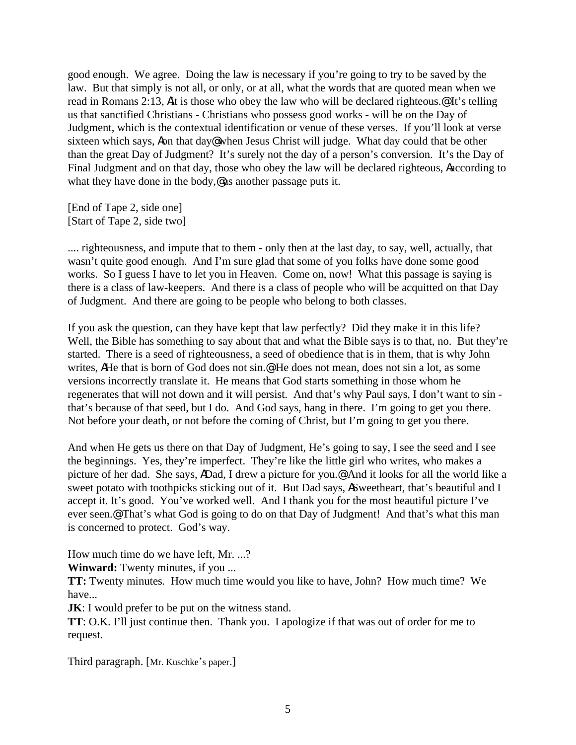good enough. We agree. Doing the law is necessary if you're going to try to be saved by the law. But that simply is not all, or only, or at all, what the words that are quoted mean when we read in Romans 2:13, AIt is those who obey the law who will be declared righteous.@ It's telling us that sanctified Christians - Christians who possess good works - will be on the Day of Judgment, which is the contextual identification or venue of these verses. If you'll look at verse sixteen which says, Aon that day@ when Jesus Christ will judge. What day could that be other than the great Day of Judgment? It's surely not the day of a person's conversion. It's the Day of Final Judgment and on that day, those who obey the law will be declared righteous, Aaccording to what they have done in the body,@ as another passage puts it.

[End of Tape 2, side one]
[Start of Tape 2, side two]

.... righteousness, and impute that to them - only then at the last day, to say, well, actually, that wasn't quite good enough. And I'm sure glad that some of you folks have done some good works. So I guess I have to let you in Heaven. Come on, now! What this passage is saying is there is a class of law-keepers. And there is a class of people who will be acquitted on that Day of Judgment. And there are going to be people who belong to both classes.

If you ask the question, can they have kept that law perfectly? Did they make it in this life? Well, the Bible has something to say about that and what the Bible says is to that, no. But they're started. There is a seed of righteousness, a seed of obedience that is in them, that is why John writes, AHe that is born of God does not sin.@ He does not mean, does not sin a lot, as some versions incorrectly translate it. He means that God starts something in those whom he regenerates that will not down and it will persist. And that's why Paul says, I don't want to sin - that's because of that seed, but I do. And God says, hang in there. I'm going to get you there. Not before your death, or not before the coming of Christ, but I'm going to get you there.

And when He gets us there on that Day of Judgment, He's going to say, I see the seed and I see the beginnings. Yes, they're imperfect. They're like the little girl who writes, who makes a picture of her dad. She says, ADad, I drew a picture for you.@ And it looks for all the world like a sweet potato with toothpicks sticking out of it. But Dad says, ASweetheart, that's beautiful and I accept it. It's good. You've worked well. And I thank you for the most beautiful picture I've ever seen.@ That's what God is going to do on that Day of Judgment! And that's what this man is concerned to protect. God's way.

How much time do we have left, Mr. ...?
**Winward:** Twenty minutes, if you ...
**TT:** Twenty minutes. How much time would you like to have, John? How much time? We have...
**JK**: I would prefer to be put on the witness stand.
**TT**: O.K. I'll just continue then. Thank you. I apologize if that was out of order for me to request.

Third paragraph. [Mr. Kuschke's paper.]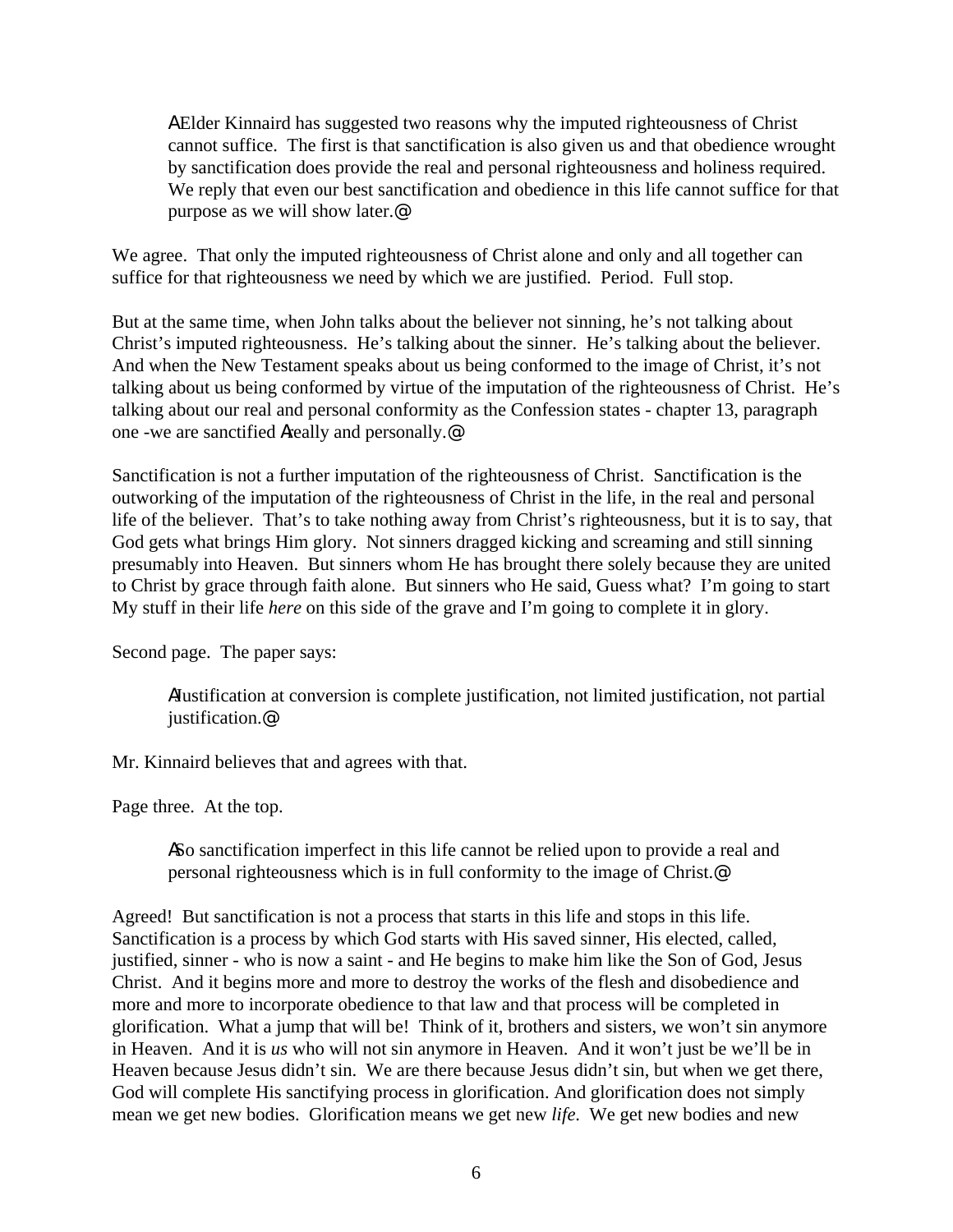> AElder Kinnaird has suggested two reasons why the imputed righteousness of Christ cannot suffice. The first is that sanctification is also given us and that obedience wrought by sanctification does provide the real and personal righteousness and holiness required. We reply that even our best sanctification and obedience in this life cannot suffice for that purpose as we will show later.@

We agree. That only the imputed righteousness of Christ alone and only and all together can suffice for that righteousness we need by which we are justified. Period. Full stop.

But at the same time, when John talks about the believer not sinning, he's not talking about Christ's imputed righteousness. He's talking about the sinner. He's talking about the believer. And when the New Testament speaks about us being conformed to the image of Christ, it's not talking about us being conformed by virtue of the imputation of the righteousness of Christ. He's talking about our real and personal conformity as the Confession states - chapter 13, paragraph one -we are sanctified Areally and personally.@

Sanctification is not a further imputation of the righteousness of Christ. Sanctification is the outworking of the imputation of the righteousness of Christ in the life, in the real and personal life of the believer. That's to take nothing away from Christ's righteousness, but it is to say, that God gets what brings Him glory. Not sinners dragged kicking and screaming and still sinning presumably into Heaven. But sinners whom He has brought there solely because they are united to Christ by grace through faith alone. But sinners who He said, Guess what? I'm going to start My stuff in their life *here* on this side of the grave and I'm going to complete it in glory.

Second page. The paper says:

> AJustification at conversion is complete justification, not limited justification, not partial justification.@

Mr. Kinnaird believes that and agrees with that.

Page three. At the top.

> ASo sanctification imperfect in this life cannot be relied upon to provide a real and personal righteousness which is in full conformity to the image of Christ.@

Agreed! But sanctification is not a process that starts in this life and stops in this life. Sanctification is a process by which God starts with His saved sinner, His elected, called, justified, sinner - who is now a saint - and He begins to make him like the Son of God, Jesus Christ. And it begins more and more to destroy the works of the flesh and disobedience and more and more to incorporate obedience to that law and that process will be completed in glorification. What a jump that will be! Think of it, brothers and sisters, we won't sin anymore in Heaven. And it is *us* who will not sin anymore in Heaven. And it won't just be we'll be in Heaven because Jesus didn't sin. We are there because Jesus didn't sin, but when we get there, God will complete His sanctifying process in glorification. And glorification does not simply mean we get new bodies. Glorification means we get new *life*. We get new bodies and new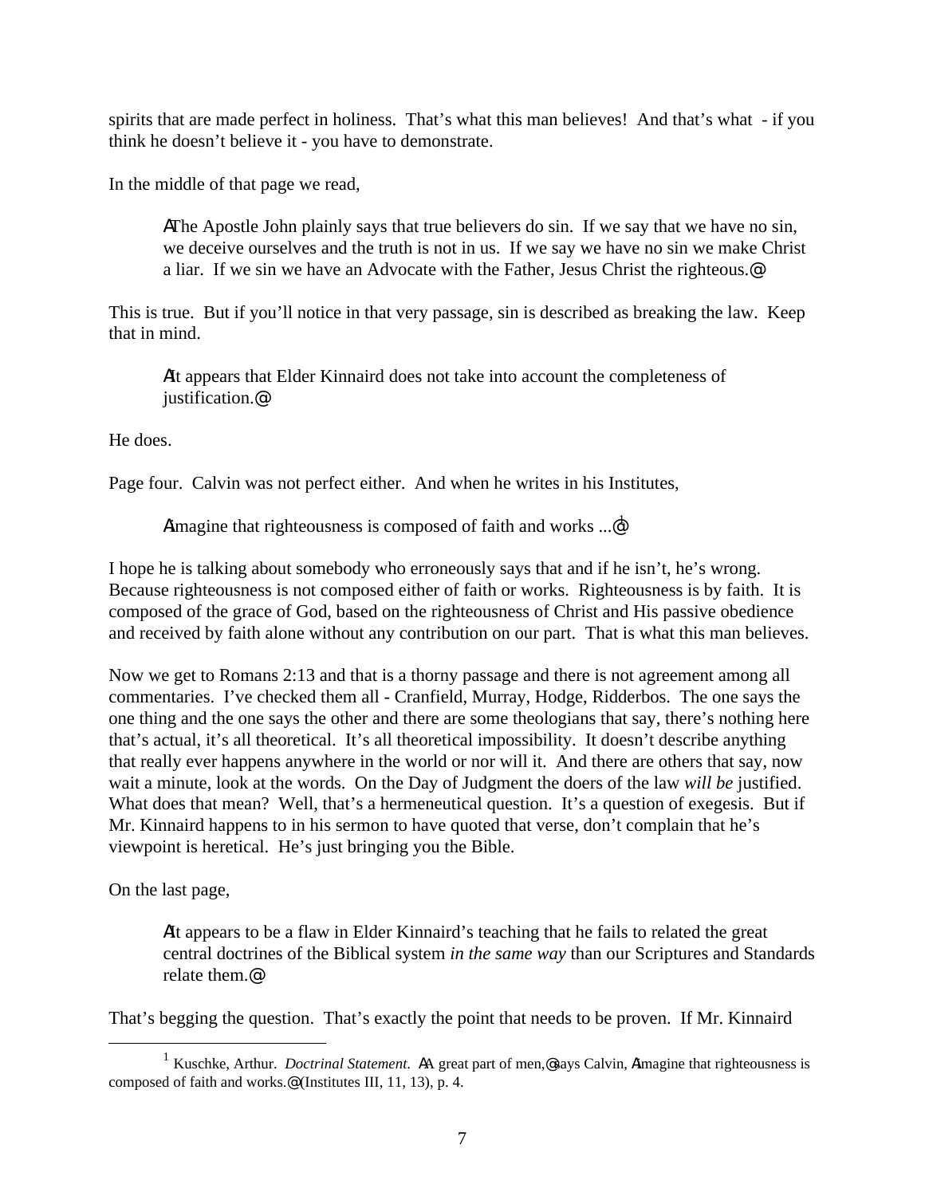spirits that are made perfect in holiness. That's what this man believes! And that's what - if you think he doesn't believe it - you have to demonstrate.

In the middle of that page we read,

> AThe Apostle John plainly says that true believers do sin. If we say that we have no sin, we deceive ourselves and the truth is not in us. If we say we have no sin we make Christ a liar. If we sin we have an Advocate with the Father, Jesus Christ the righteous.@

This is true. But if you'll notice in that very passage, sin is described as breaking the law. Keep that in mind.

> AIt appears that Elder Kinnaird does not take into account the completeness of justification.@

He does.

Page four. Calvin was not perfect either. And when he writes in his Institutes,

> AImagine that righteousness is composed of faith and works ...@[1]

I hope he is talking about somebody who erroneously says that and if he isn't, he's wrong. Because righteousness is not composed either of faith or works. Righteousness is by faith. It is composed of the grace of God, based on the righteousness of Christ and His passive obedience and received by faith alone without any contribution on our part. That is what this man believes.

Now we get to Romans 2:13 and that is a thorny passage and there is not agreement among all commentaries. I've checked them all - Cranfield, Murray, Hodge, Ridderbos. The one says the one thing and the one says the other and there are some theologians that say, there's nothing here that's actual, it's all theoretical. It's all theoretical impossibility. It doesn't describe anything that really ever happens anywhere in the world or nor will it. And there are others that say, now wait a minute, look at the words. On the Day of Judgment the doers of the law *will be* justified. What does that mean? Well, that's a hermeneutical question. It's a question of exegesis. But if Mr. Kinnaird happens to in his sermon to have quoted that verse, don't complain that he's viewpoint is heretical. He's just bringing you the Bible.

On the last page,

> AIt appears to be a flaw in Elder Kinnaird's teaching that he fails to related the great central doctrines of the Biblical system *in the same way* than our Scriptures and Standards relate them.@

That's begging the question. That's exactly the point that needs to be proven. If Mr. Kinnaird

---

[1] Kuschke, Arthur. *Doctrinal Statement.* AA great part of men,@ says Calvin, AImagine that righteousness is composed of faith and works.@ (Institutes III, 11, 13), p. 4.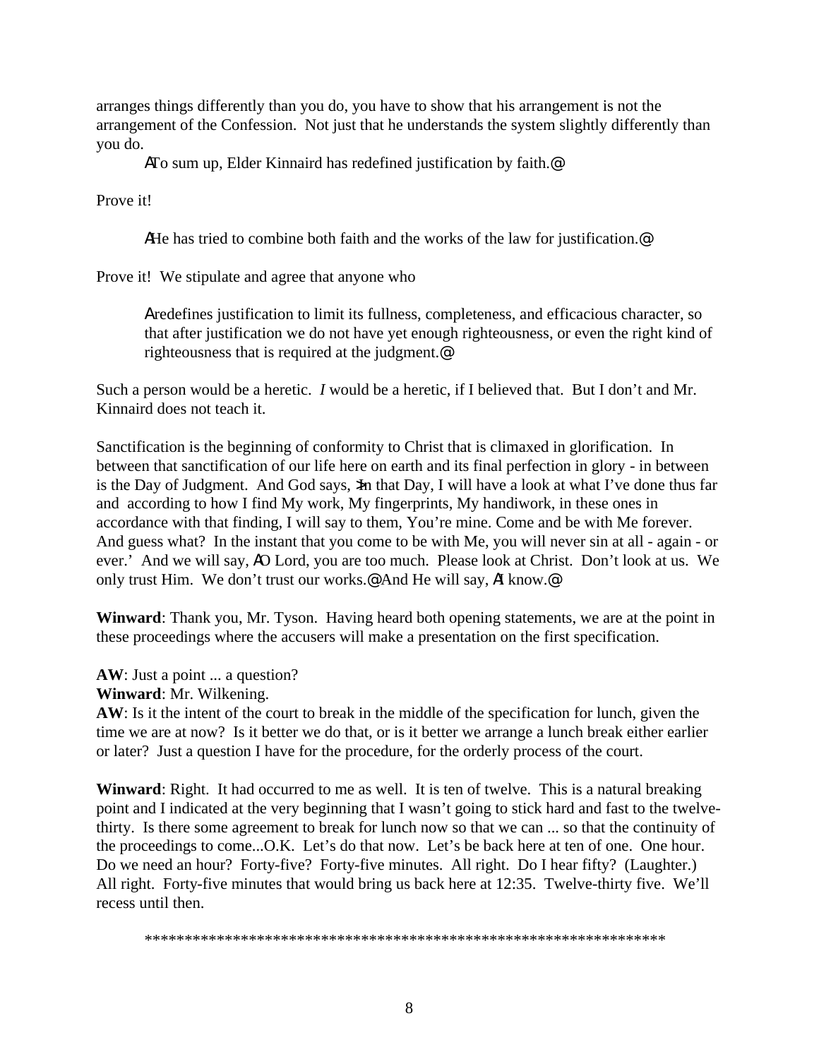arranges things differently than you do, you have to show that his arrangement is not the arrangement of the Confession. Not just that he understands the system slightly differently than you do.

> ATo sum up, Elder Kinnaird has redefined justification by faith.@

Prove it!

> AHe has tried to combine both faith and the works of the law for justification.@

Prove it! We stipulate and agree that anyone who

> Aredefines justification to limit its fullness, completeness, and efficacious character, so that after justification we do not have yet enough righteousness, or even the right kind of righteousness that is required at the judgment.@

Such a person would be a heretic. *I* would be a heretic, if I believed that. But I don't and Mr. Kinnaird does not teach it.

Sanctification is the beginning of conformity to Christ that is climaxed in glorification. In between that sanctification of our life here on earth and its final perfection in glory - in between is the Day of Judgment. And God says, >In that Day, I will have a look at what I've done thus far and according to how I find My work, My fingerprints, My handiwork, in these ones in accordance with that finding, I will say to them, You're mine. Come and be with Me forever. And guess what? In the instant that you come to be with Me, you will never sin at all - again - or ever.' And we will say, AO Lord, you are too much. Please look at Christ. Don't look at us. We only trust Him. We don't trust our works.@ And He will say, AI know.@

**Winward**: Thank you, Mr. Tyson. Having heard both opening statements, we are at the point in these proceedings where the accusers will make a presentation on the first specification.

**AW**: Just a point ... a question?
**Winward**: Mr. Wilkening.
**AW**: Is it the intent of the court to break in the middle of the specification for lunch, given the time we are at now? Is it better we do that, or is it better we arrange a lunch break either earlier or later? Just a question I have for the procedure, for the orderly process of the court.

**Winward**: Right. It had occurred to me as well. It is ten of twelve. This is a natural breaking point and I indicated at the very beginning that I wasn't going to stick hard and fast to the twelve-thirty. Is there some agreement to break for lunch now so that we can ... so that the continuity of the proceedings to come...O.K. Let's do that now. Let's be back here at ten of one. One hour. Do we need an hour? Forty-five? Forty-five minutes. All right. Do I hear fifty? (Laughter.) All right. Forty-five minutes that would bring us back here at 12:35. Twelve-thirty five. We'll recess until then.

*****************************************************************